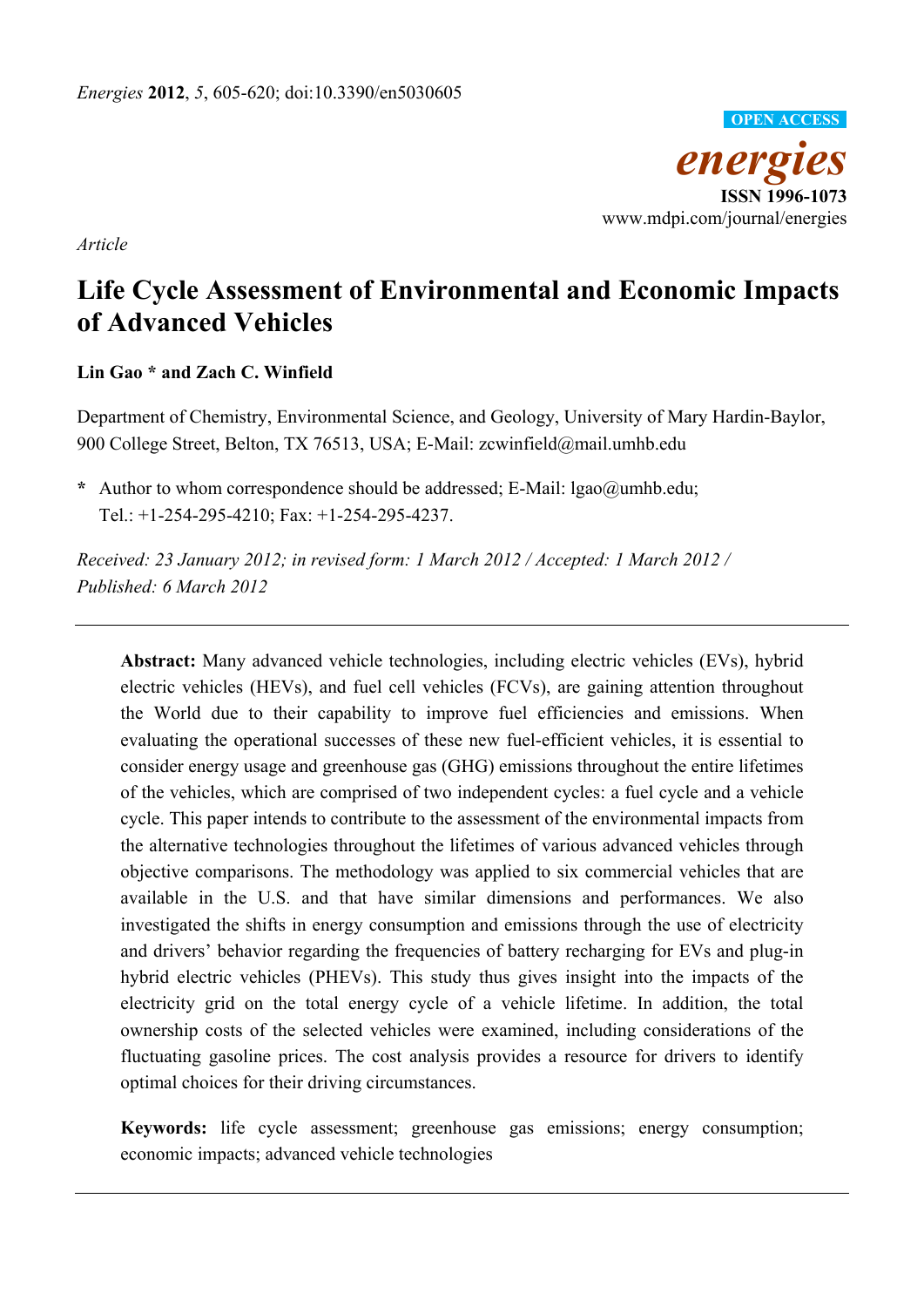*Article*

# Life Cycle Assessment of Environmental and Economic Impacts of Advanced Vehicles

**Lin Gao * and Zach C. Winfield**

Department of Chemistry, Environmental Science, and Geology, University of Mary Hardin-Baylor, 900 College Street, Belton, TX 76513, USA; E-Mail: zcwinfield@mail.umhb.edu

**\*** Author to whom correspondence should be addressed; E-Mail: lgao@umhb.edu; Tel.: +1-254-295-4210; Fax: +1-254-295-4237.

*Received: 23 January 2012; in revised form: 1 March 2012 / Accepted: 1 March 2012 / Published: 6 March 2012*

---

**Abstract:** Many advanced vehicle technologies, including electric vehicles (EVs), hybrid electric vehicles (HEVs), and fuel cell vehicles (FCVs), are gaining attention throughout the World due to their capability to improve fuel efficiencies and emissions. When evaluating the operational successes of these new fuel-efficient vehicles, it is essential to consider energy usage and greenhouse gas (GHG) emissions throughout the entire lifetimes of the vehicles, which are comprised of two independent cycles: a fuel cycle and a vehicle cycle. This paper intends to contribute to the assessment of the environmental impacts from the alternative technologies throughout the lifetimes of various advanced vehicles through objective comparisons. The methodology was applied to six commercial vehicles that are available in the U.S. and that have similar dimensions and performances. We also investigated the shifts in energy consumption and emissions through the use of electricity and drivers' behavior regarding the frequencies of battery recharging for EVs and plug-in hybrid electric vehicles (PHEVs). This study thus gives insight into the impacts of the electricity grid on the total energy cycle of a vehicle lifetime. In addition, the total ownership costs of the selected vehicles were examined, including considerations of the fluctuating gasoline prices. The cost analysis provides a resource for drivers to identify optimal choices for their driving circumstances.

**Keywords:** life cycle assessment; greenhouse gas emissions; energy consumption; economic impacts; advanced vehicle technologies

---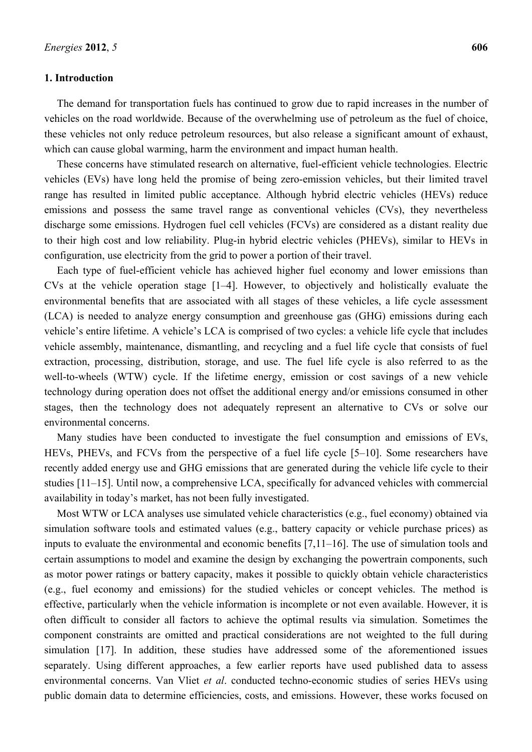## 1. Introduction

The demand for transportation fuels has continued to grow due to rapid increases in the number of vehicles on the road worldwide. Because of the overwhelming use of petroleum as the fuel of choice, these vehicles not only reduce petroleum resources, but also release a significant amount of exhaust, which can cause global warming, harm the environment and impact human health.

These concerns have stimulated research on alternative, fuel-efficient vehicle technologies. Electric vehicles (EVs) have long held the promise of being zero-emission vehicles, but their limited travel range has resulted in limited public acceptance. Although hybrid electric vehicles (HEVs) reduce emissions and possess the same travel range as conventional vehicles (CVs), they nevertheless discharge some emissions. Hydrogen fuel cell vehicles (FCVs) are considered as a distant reality due to their high cost and low reliability. Plug-in hybrid electric vehicles (PHEVs), similar to HEVs in configuration, use electricity from the grid to power a portion of their travel.

Each type of fuel-efficient vehicle has achieved higher fuel economy and lower emissions than CVs at the vehicle operation stage [1–4]. However, to objectively and holistically evaluate the environmental benefits that are associated with all stages of these vehicles, a life cycle assessment (LCA) is needed to analyze energy consumption and greenhouse gas (GHG) emissions during each vehicle's entire lifetime. A vehicle's LCA is comprised of two cycles: a vehicle life cycle that includes vehicle assembly, maintenance, dismantling, and recycling and a fuel life cycle that consists of fuel extraction, processing, distribution, storage, and use. The fuel life cycle is also referred to as the well-to-wheels (WTW) cycle. If the lifetime energy, emission or cost savings of a new vehicle technology during operation does not offset the additional energy and/or emissions consumed in other stages, then the technology does not adequately represent an alternative to CVs or solve our environmental concerns.

Many studies have been conducted to investigate the fuel consumption and emissions of EVs, HEVs, PHEVs, and FCVs from the perspective of a fuel life cycle [5–10]. Some researchers have recently added energy use and GHG emissions that are generated during the vehicle life cycle to their studies [11–15]. Until now, a comprehensive LCA, specifically for advanced vehicles with commercial availability in today's market, has not been fully investigated.

Most WTW or LCA analyses use simulated vehicle characteristics (e.g., fuel economy) obtained via simulation software tools and estimated values (e.g., battery capacity or vehicle purchase prices) as inputs to evaluate the environmental and economic benefits [7,11–16]. The use of simulation tools and certain assumptions to model and examine the design by exchanging the powertrain components, such as motor power ratings or battery capacity, makes it possible to quickly obtain vehicle characteristics (e.g., fuel economy and emissions) for the studied vehicles or concept vehicles. The method is effective, particularly when the vehicle information is incomplete or not even available. However, it is often difficult to consider all factors to achieve the optimal results via simulation. Sometimes the component constraints are omitted and practical considerations are not weighted to the full during simulation [17]. In addition, these studies have addressed some of the aforementioned issues separately. Using different approaches, a few earlier reports have used published data to assess environmental concerns. Van Vliet *et al*. conducted techno-economic studies of series HEVs using public domain data to determine efficiencies, costs, and emissions. However, these works focused on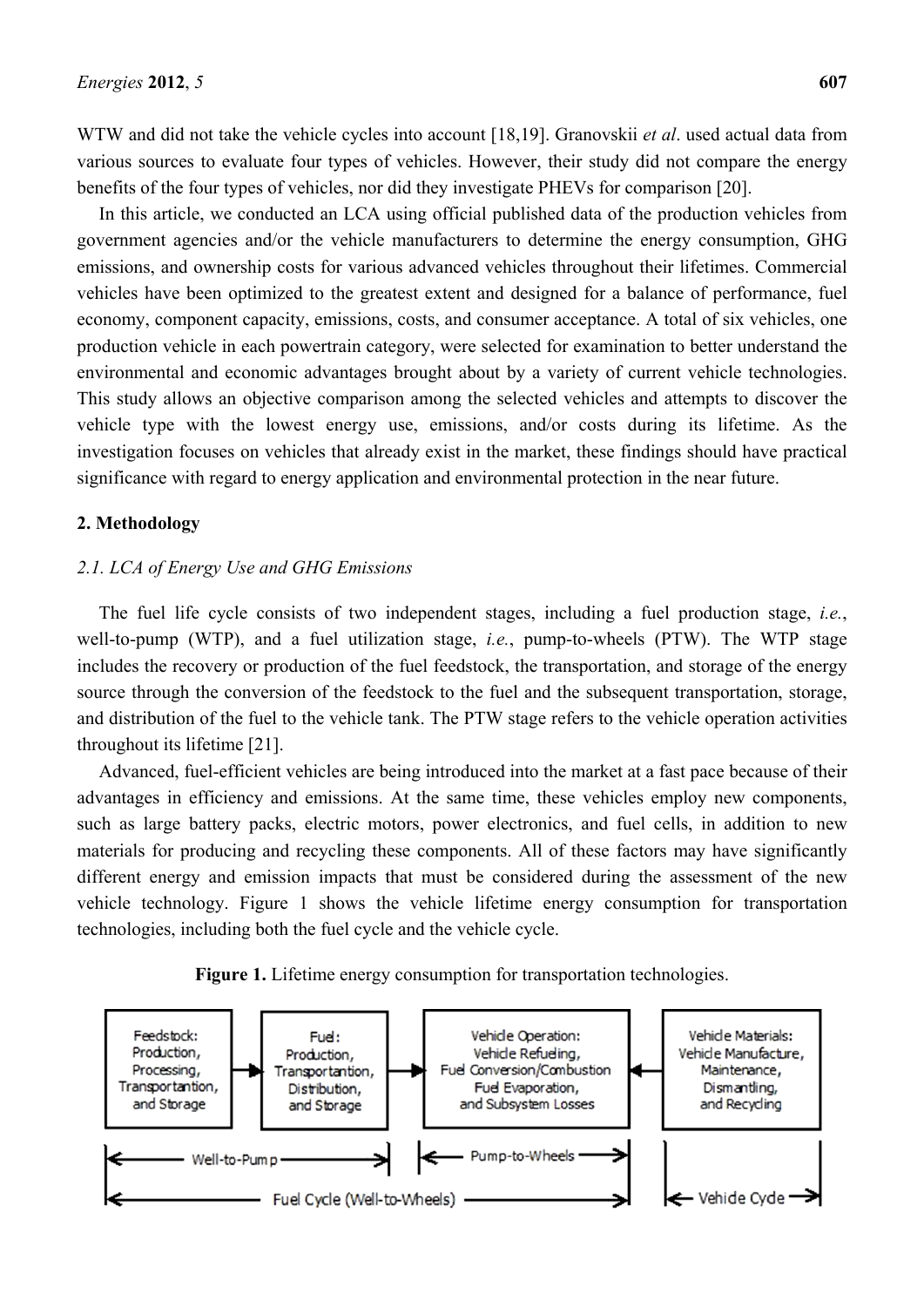WTW and did not take the vehicle cycles into account [18,19]. Granovskii *et al*. used actual data from various sources to evaluate four types of vehicles. However, their study did not compare the energy benefits of the four types of vehicles, nor did they investigate PHEVs for comparison [20].

In this article, we conducted an LCA using official published data of the production vehicles from government agencies and/or the vehicle manufacturers to determine the energy consumption, GHG emissions, and ownership costs for various advanced vehicles throughout their lifetimes. Commercial vehicles have been optimized to the greatest extent and designed for a balance of performance, fuel economy, component capacity, emissions, costs, and consumer acceptance. A total of six vehicles, one production vehicle in each powertrain category, were selected for examination to better understand the environmental and economic advantages brought about by a variety of current vehicle technologies. This study allows an objective comparison among the selected vehicles and attempts to discover the vehicle type with the lowest energy use, emissions, and/or costs during its lifetime. As the investigation focuses on vehicles that already exist in the market, these findings should have practical significance with regard to energy application and environmental protection in the near future.

## 2. Methodology

### 2.1. LCA of Energy Use and GHG Emissions

The fuel life cycle consists of two independent stages, including a fuel production stage, *i.e.*, well-to-pump (WTP), and a fuel utilization stage, *i.e.*, pump-to-wheels (PTW). The WTP stage includes the recovery or production of the fuel feedstock, the transportation, and storage of the energy source through the conversion of the feedstock to the fuel and the subsequent transportation, storage, and distribution of the fuel to the vehicle tank. The PTW stage refers to the vehicle operation activities throughout its lifetime [21].

Advanced, fuel-efficient vehicles are being introduced into the market at a fast pace because of their advantages in efficiency and emissions. At the same time, these vehicles employ new components, such as large battery packs, electric motors, power electronics, and fuel cells, in addition to new materials for producing and recycling these components. All of these factors may have significantly different energy and emission impacts that must be considered during the assessment of the new vehicle technology. Figure 1 shows the vehicle lifetime energy consumption for transportation technologies, including both the fuel cycle and the vehicle cycle.

**Figure 1.** Lifetime energy consumption for transportation technologies.

Feedstock: Production, Processing, Transportantion, and Storage → Fuel: Production, Transportantion, Distribution, and Storage → Vehicle Operation: Vehicle Refueling, Fuel Conversion/Combustion Fuel Evaporation, and Subsystem Losses ← Vehicle Materials: Vehicle Manufacture, Maintenance, Dismantling, and Recycling

Well-to-Pump | Pump-to-Wheels | Fuel Cycle (Well-to-Wheels) | Vehicle Cycle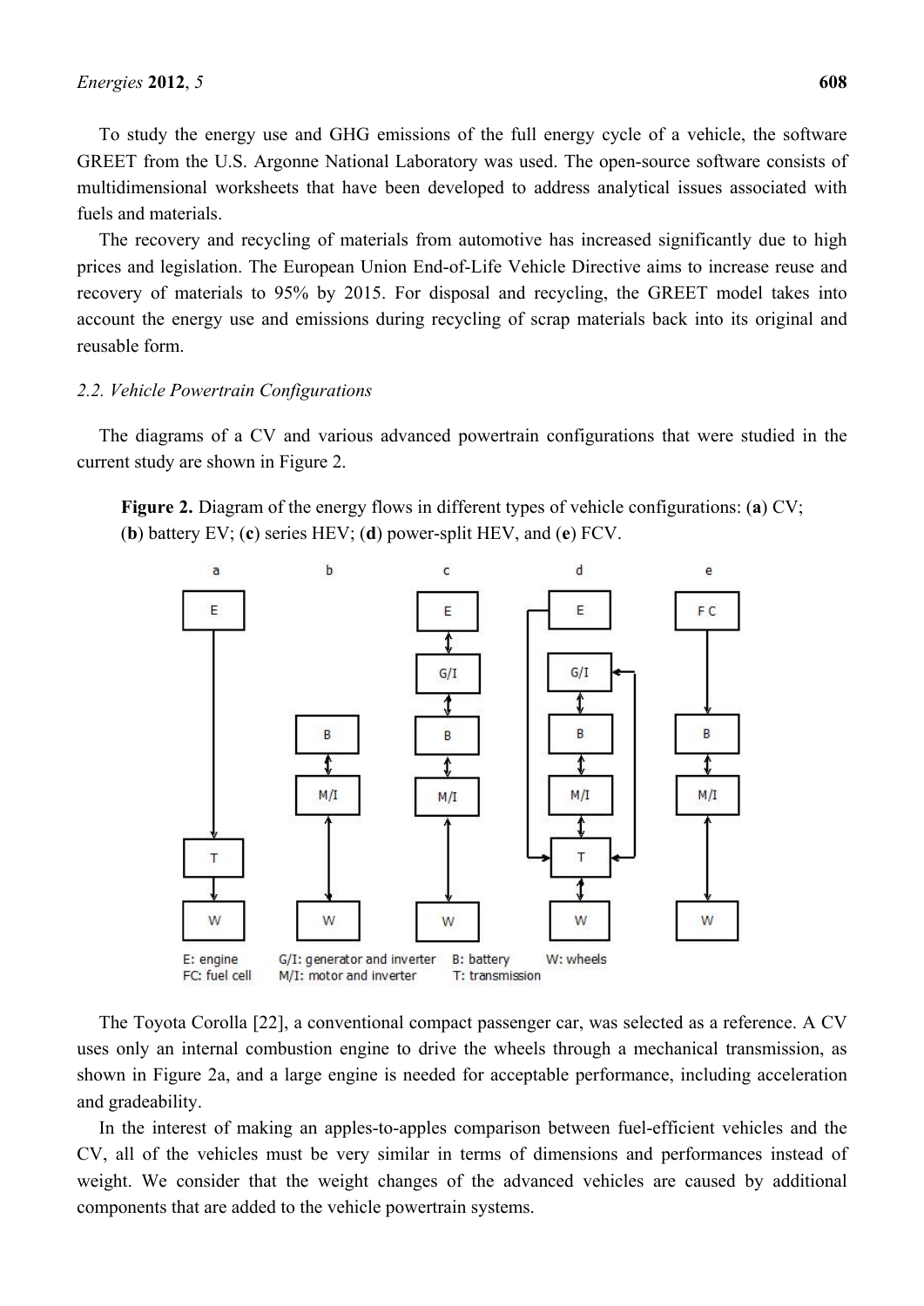To study the energy use and GHG emissions of the full energy cycle of a vehicle, the software GREET from the U.S. Argonne National Laboratory was used. The open-source software consists of multidimensional worksheets that have been developed to address analytical issues associated with fuels and materials.

The recovery and recycling of materials from automotive has increased significantly due to high prices and legislation. The European Union End-of-Life Vehicle Directive aims to increase reuse and recovery of materials to 95% by 2015. For disposal and recycling, the GREET model takes into account the energy use and emissions during recycling of scrap materials back into its original and reusable form.

### *2.2. Vehicle Powertrain Configurations*

The diagrams of a CV and various advanced powertrain configurations that were studied in the current study are shown in Figure 2.

**Figure 2.** Diagram of the energy flows in different types of vehicle configurations: (**a**) CV; (**b**) battery EV; (**c**) series HEV; (**d**) power-split HEV, and (**e**) FCV.

E: engine
FC: fuel cell
G/I: generator and inverter
M/I: motor and inverter
B: battery
T: transmission
W: wheels

The Toyota Corolla [22], a conventional compact passenger car, was selected as a reference. A CV uses only an internal combustion engine to drive the wheels through a mechanical transmission, as shown in Figure 2a, and a large engine is needed for acceptable performance, including acceleration and gradeability.

In the interest of making an apples-to-apples comparison between fuel-efficient vehicles and the CV, all of the vehicles must be very similar in terms of dimensions and performances instead of weight. We consider that the weight changes of the advanced vehicles are caused by additional components that are added to the vehicle powertrain systems.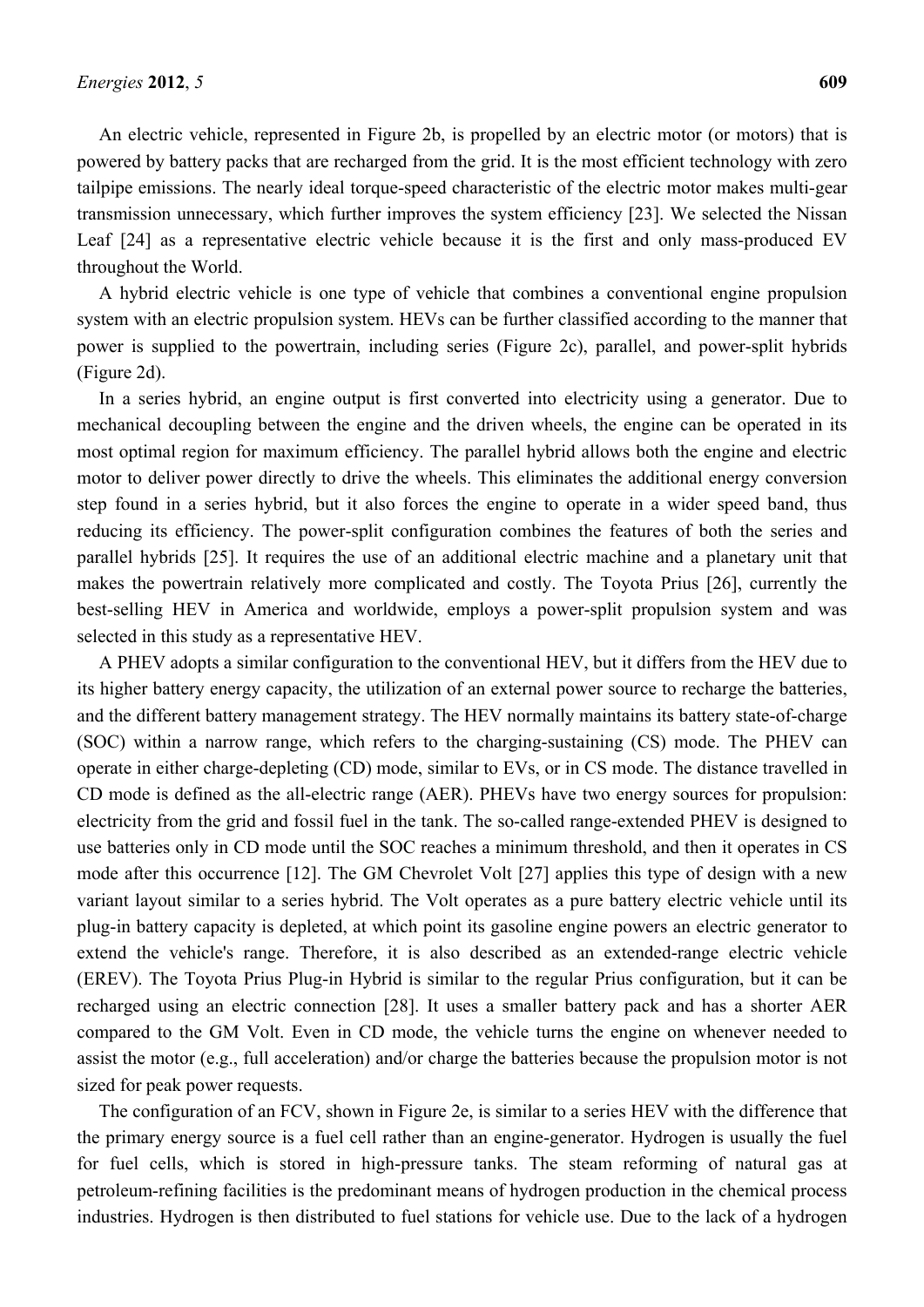An electric vehicle, represented in Figure 2b, is propelled by an electric motor (or motors) that is powered by battery packs that are recharged from the grid. It is the most efficient technology with zero tailpipe emissions. The nearly ideal torque-speed characteristic of the electric motor makes multi-gear transmission unnecessary, which further improves the system efficiency [23]. We selected the Nissan Leaf [24] as a representative electric vehicle because it is the first and only mass-produced EV throughout the World.

A hybrid electric vehicle is one type of vehicle that combines a conventional engine propulsion system with an electric propulsion system. HEVs can be further classified according to the manner that power is supplied to the powertrain, including series (Figure 2c), parallel, and power-split hybrids (Figure 2d).

In a series hybrid, an engine output is first converted into electricity using a generator. Due to mechanical decoupling between the engine and the driven wheels, the engine can be operated in its most optimal region for maximum efficiency. The parallel hybrid allows both the engine and electric motor to deliver power directly to drive the wheels. This eliminates the additional energy conversion step found in a series hybrid, but it also forces the engine to operate in a wider speed band, thus reducing its efficiency. The power-split configuration combines the features of both the series and parallel hybrids [25]. It requires the use of an additional electric machine and a planetary unit that makes the powertrain relatively more complicated and costly. The Toyota Prius [26], currently the best-selling HEV in America and worldwide, employs a power-split propulsion system and was selected in this study as a representative HEV.

A PHEV adopts a similar configuration to the conventional HEV, but it differs from the HEV due to its higher battery energy capacity, the utilization of an external power source to recharge the batteries, and the different battery management strategy. The HEV normally maintains its battery state-of-charge (SOC) within a narrow range, which refers to the charging-sustaining (CS) mode. The PHEV can operate in either charge-depleting (CD) mode, similar to EVs, or in CS mode. The distance travelled in CD mode is defined as the all-electric range (AER). PHEVs have two energy sources for propulsion: electricity from the grid and fossil fuel in the tank. The so-called range-extended PHEV is designed to use batteries only in CD mode until the SOC reaches a minimum threshold, and then it operates in CS mode after this occurrence [12]. The GM Chevrolet Volt [27] applies this type of design with a new variant layout similar to a series hybrid. The Volt operates as a pure battery electric vehicle until its plug-in battery capacity is depleted, at which point its gasoline engine powers an electric generator to extend the vehicle's range. Therefore, it is also described as an extended-range electric vehicle (EREV). The Toyota Prius Plug-in Hybrid is similar to the regular Prius configuration, but it can be recharged using an electric connection [28]. It uses a smaller battery pack and has a shorter AER compared to the GM Volt. Even in CD mode, the vehicle turns the engine on whenever needed to assist the motor (e.g., full acceleration) and/or charge the batteries because the propulsion motor is not sized for peak power requests.

The configuration of an FCV, shown in Figure 2e, is similar to a series HEV with the difference that the primary energy source is a fuel cell rather than an engine-generator. Hydrogen is usually the fuel for fuel cells, which is stored in high-pressure tanks. The steam reforming of natural gas at petroleum-refining facilities is the predominant means of hydrogen production in the chemical process industries. Hydrogen is then distributed to fuel stations for vehicle use. Due to the lack of a hydrogen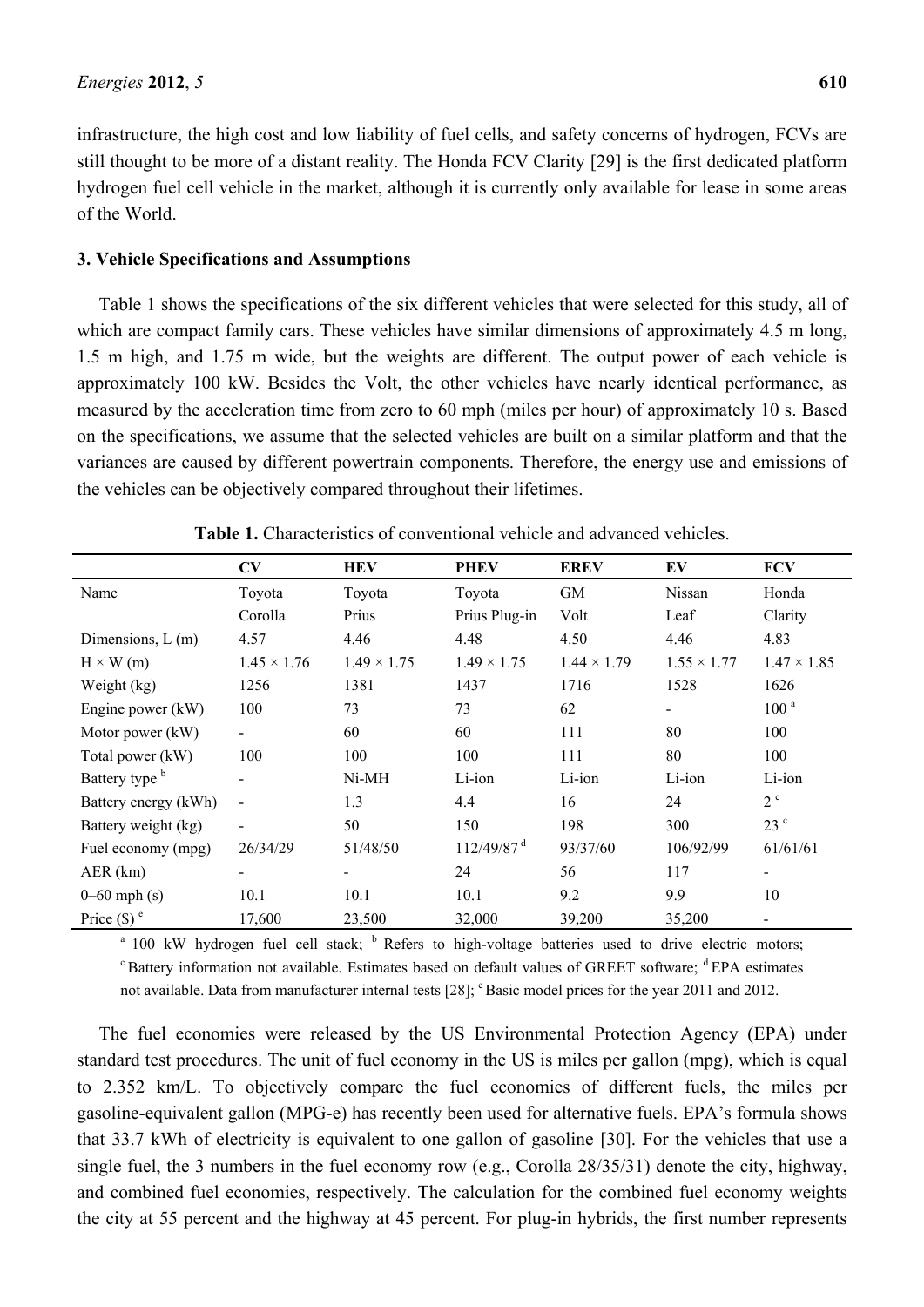infrastructure, the high cost and low liability of fuel cells, and safety concerns of hydrogen, FCVs are still thought to be more of a distant reality. The Honda FCV Clarity [29] is the first dedicated platform hydrogen fuel cell vehicle in the market, although it is currently only available for lease in some areas of the World.

### 3. Vehicle Specifications and Assumptions

Table 1 shows the specifications of the six different vehicles that were selected for this study, all of which are compact family cars. These vehicles have similar dimensions of approximately 4.5 m long, 1.5 m high, and 1.75 m wide, but the weights are different. The output power of each vehicle is approximately 100 kW. Besides the Volt, the other vehicles have nearly identical performance, as measured by the acceleration time from zero to 60 mph (miles per hour) of approximately 10 s. Based on the specifications, we assume that the selected vehicles are built on a similar platform and that the variances are caused by different powertrain components. Therefore, the energy use and emissions of the vehicles can be objectively compared throughout their lifetimes.

**Table 1.** Characteristics of conventional vehicle and advanced vehicles.

| | CV | HEV | PHEV | EREV | EV | FCV |
|---|---|---|---|---|---|---|
| Name | Toyota Corolla | Toyota Prius | Toyota Prius Plug-in | GM Volt | Nissan Leaf | Honda Clarity |
| Dimensions, L (m) | 4.57 | 4.46 | 4.48 | 4.50 | 4.46 | 4.83 |
| H × W (m) | 1.45 × 1.76 | 1.49 × 1.75 | 1.49 × 1.75 | 1.44 × 1.79 | 1.55 × 1.77 | 1.47 × 1.85 |
| Weight (kg) | 1256 | 1381 | 1437 | 1716 | 1528 | 1626 |
| Engine power (kW) | 100 | 73 | 73 | 62 | - | 100 [a] |
| Motor power (kW) | - | 60 | 60 | 111 | 80 | 100 |
| Total power (kW) | 100 | 100 | 100 | 111 | 80 | 100 |
| Battery type [b] | - | Ni-MH | Li-ion | Li-ion | Li-ion | Li-ion |
| Battery energy (kWh) | - | 1.3 | 4.4 | 16 | 24 | 2 [c] |
| Battery weight (kg) | - | 50 | 150 | 198 | 300 | 23 [c] |
| Fuel economy (mpg) | 26/34/29 | 51/48/50 | 112/49/87 [d] | 93/37/60 | 106/92/99 | 61/61/61 |
| AER (km) | - | - | 24 | 56 | 117 | - |
| 0–60 mph (s) | 10.1 | 10.1 | 10.1 | 9.2 | 9.9 | 10 |
| Price ($) [e] | 17,600 | 23,500 | 32,000 | 39,200 | 35,200 | - |

[a] 100 kW hydrogen fuel cell stack; [b] Refers to high-voltage batteries used to drive electric motors; [c] Battery information not available. Estimates based on default values of GREET software; [d] EPA estimates not available. Data from manufacturer internal tests [28]; [e] Basic model prices for the year 2011 and 2012.

The fuel economies were released by the US Environmental Protection Agency (EPA) under standard test procedures. The unit of fuel economy in the US is miles per gallon (mpg), which is equal to 2.352 km/L. To objectively compare the fuel economies of different fuels, the miles per gasoline-equivalent gallon (MPG-e) has recently been used for alternative fuels. EPA's formula shows that 33.7 kWh of electricity is equivalent to one gallon of gasoline [30]. For the vehicles that use a single fuel, the 3 numbers in the fuel economy row (e.g., Corolla 28/35/31) denote the city, highway, and combined fuel economies, respectively. The calculation for the combined fuel economy weights the city at 55 percent and the highway at 45 percent. For plug-in hybrids, the first number represents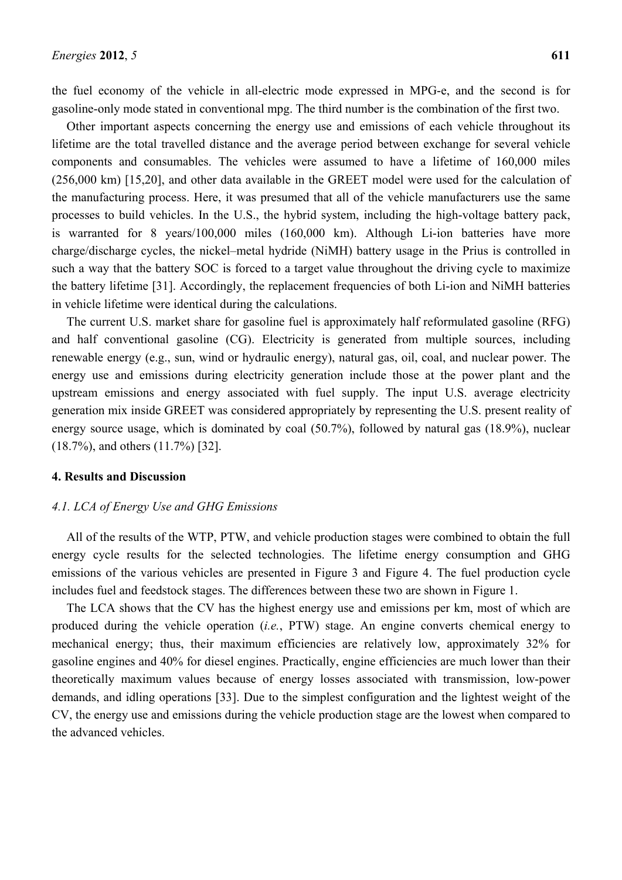the fuel economy of the vehicle in all-electric mode expressed in MPG-e, and the second is for gasoline-only mode stated in conventional mpg. The third number is the combination of the first two.

Other important aspects concerning the energy use and emissions of each vehicle throughout its lifetime are the total travelled distance and the average period between exchange for several vehicle components and consumables. The vehicles were assumed to have a lifetime of 160,000 miles (256,000 km) [15,20], and other data available in the GREET model were used for the calculation of the manufacturing process. Here, it was presumed that all of the vehicle manufacturers use the same processes to build vehicles. In the U.S., the hybrid system, including the high-voltage battery pack, is warranted for 8 years/100,000 miles (160,000 km). Although Li-ion batteries have more charge/discharge cycles, the nickel–metal hydride (NiMH) battery usage in the Prius is controlled in such a way that the battery SOC is forced to a target value throughout the driving cycle to maximize the battery lifetime [31]. Accordingly, the replacement frequencies of both Li-ion and NiMH batteries in vehicle lifetime were identical during the calculations.

The current U.S. market share for gasoline fuel is approximately half reformulated gasoline (RFG) and half conventional gasoline (CG). Electricity is generated from multiple sources, including renewable energy (e.g., sun, wind or hydraulic energy), natural gas, oil, coal, and nuclear power. The energy use and emissions during electricity generation include those at the power plant and the upstream emissions and energy associated with fuel supply. The input U.S. average electricity generation mix inside GREET was considered appropriately by representing the U.S. present reality of energy source usage, which is dominated by coal (50.7%), followed by natural gas (18.9%), nuclear (18.7%), and others (11.7%) [32].

## 4. Results and Discussion

### *4.1. LCA of Energy Use and GHG Emissions*

All of the results of the WTP, PTW, and vehicle production stages were combined to obtain the full energy cycle results for the selected technologies. The lifetime energy consumption and GHG emissions of the various vehicles are presented in Figure 3 and Figure 4. The fuel production cycle includes fuel and feedstock stages. The differences between these two are shown in Figure 1.

The LCA shows that the CV has the highest energy use and emissions per km, most of which are produced during the vehicle operation (*i.e.*, PTW) stage. An engine converts chemical energy to mechanical energy; thus, their maximum efficiencies are relatively low, approximately 32% for gasoline engines and 40% for diesel engines. Practically, engine efficiencies are much lower than their theoretically maximum values because of energy losses associated with transmission, low-power demands, and idling operations [33]. Due to the simplest configuration and the lightest weight of the CV, the energy use and emissions during the vehicle production stage are the lowest when compared to the advanced vehicles.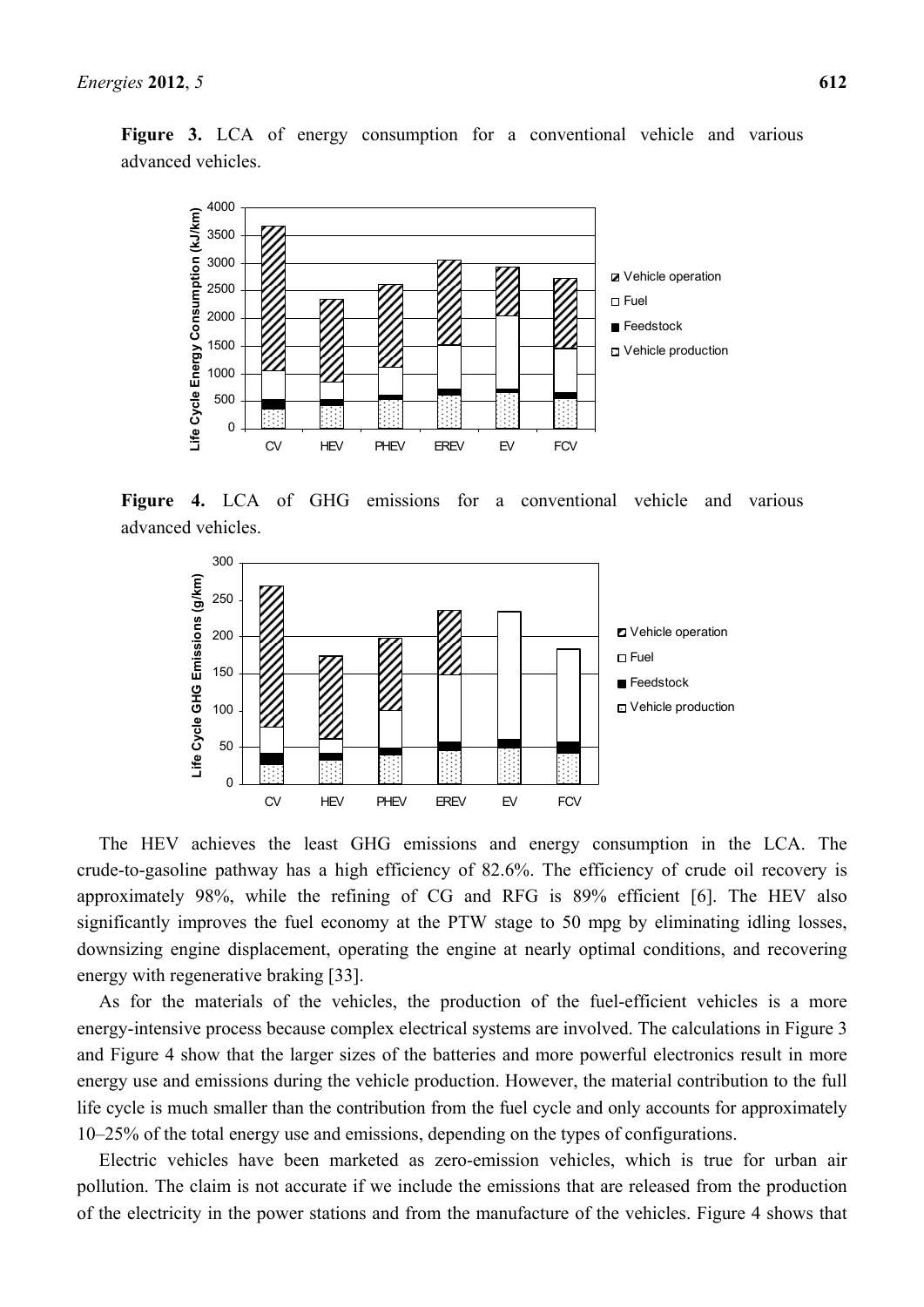**Figure 3.** LCA of energy consumption for a conventional vehicle and various advanced vehicles.

**Figure 4.** LCA of GHG emissions for a conventional vehicle and various advanced vehicles.

The HEV achieves the least GHG emissions and energy consumption in the LCA. The crude-to-gasoline pathway has a high efficiency of 82.6%. The efficiency of crude oil recovery is approximately 98%, while the refining of CG and RFG is 89% efficient [6]. The HEV also significantly improves the fuel economy at the PTW stage to 50 mpg by eliminating idling losses, downsizing engine displacement, operating the engine at nearly optimal conditions, and recovering energy with regenerative braking [33].

As for the materials of the vehicles, the production of the fuel-efficient vehicles is a more energy-intensive process because complex electrical systems are involved. The calculations in Figure 3 and Figure 4 show that the larger sizes of the batteries and more powerful electronics result in more energy use and emissions during the vehicle production. However, the material contribution to the full life cycle is much smaller than the contribution from the fuel cycle and only accounts for approximately 10–25% of the total energy use and emissions, depending on the types of configurations.

Electric vehicles have been marketed as zero-emission vehicles, which is true for urban air pollution. The claim is not accurate if we include the emissions that are released from the production of the electricity in the power stations and from the manufacture of the vehicles. Figure 4 shows that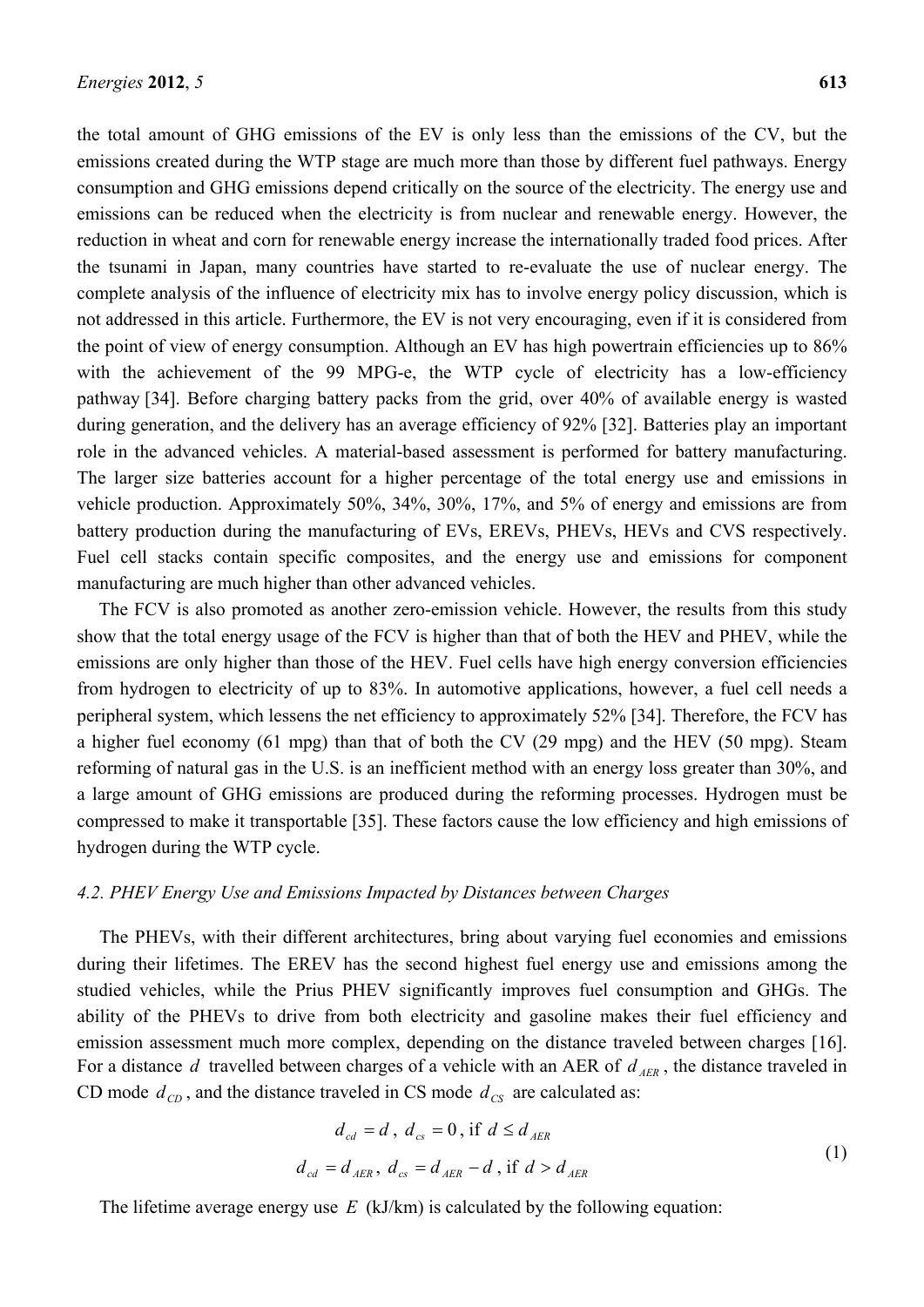the total amount of GHG emissions of the EV is only less than the emissions of the CV, but the emissions created during the WTP stage are much more than those by different fuel pathways. Energy consumption and GHG emissions depend critically on the source of the electricity. The energy use and emissions can be reduced when the electricity is from nuclear and renewable energy. However, the reduction in wheat and corn for renewable energy increase the internationally traded food prices. After the tsunami in Japan, many countries have started to re-evaluate the use of nuclear energy. The complete analysis of the influence of electricity mix has to involve energy policy discussion, which is not addressed in this article. Furthermore, the EV is not very encouraging, even if it is considered from the point of view of energy consumption. Although an EV has high powertrain efficiencies up to 86% with the achievement of the 99 MPG-e, the WTP cycle of electricity has a low-efficiency pathway [34]. Before charging battery packs from the grid, over 40% of available energy is wasted during generation, and the delivery has an average efficiency of 92% [32]. Batteries play an important role in the advanced vehicles. A material-based assessment is performed for battery manufacturing. The larger size batteries account for a higher percentage of the total energy use and emissions in vehicle production. Approximately 50%, 34%, 30%, 17%, and 5% of energy and emissions are from battery production during the manufacturing of EVs, EREVs, PHEVs, HEVs and CVS respectively. Fuel cell stacks contain specific composites, and the energy use and emissions for component manufacturing are much higher than other advanced vehicles.

The FCV is also promoted as another zero-emission vehicle. However, the results from this study show that the total energy usage of the FCV is higher than that of both the HEV and PHEV, while the emissions are only higher than those of the HEV. Fuel cells have high energy conversion efficiencies from hydrogen to electricity of up to 83%. In automotive applications, however, a fuel cell needs a peripheral system, which lessens the net efficiency to approximately 52% [34]. Therefore, the FCV has a higher fuel economy (61 mpg) than that of both the CV (29 mpg) and the HEV (50 mpg). Steam reforming of natural gas in the U.S. is an inefficient method with an energy loss greater than 30%, and a large amount of GHG emissions are produced during the reforming processes. Hydrogen must be compressed to make it transportable [35]. These factors cause the low efficiency and high emissions of hydrogen during the WTP cycle.

### *4.2. PHEV Energy Use and Emissions Impacted by Distances between Charges*

The PHEVs, with their different architectures, bring about varying fuel economies and emissions during their lifetimes. The EREV has the second highest fuel energy use and emissions among the studied vehicles, while the Prius PHEV significantly improves fuel consumption and GHGs. The ability of the PHEVs to drive from both electricity and gasoline makes their fuel efficiency and emission assessment much more complex, depending on the distance traveled between charges [16]. For a distance $d$ travelled between charges of a vehicle with an AER of $d_{AER}$, the distance traveled in CD mode $d_{CD}$, and the distance traveled in CS mode $d_{CS}$ are calculated as:

$$
\begin{aligned}
d_{cd} &= d,\ d_{cs} = 0,\ \text{if } d \le d_{AER} \\
d_{cd} &= d_{AER},\ d_{cs} = d_{AER} - d,\ \text{if } d > d_{AER}
\end{aligned}
\tag{1}
$$

The lifetime average energy use $E$ (kJ/km) is calculated by the following equation: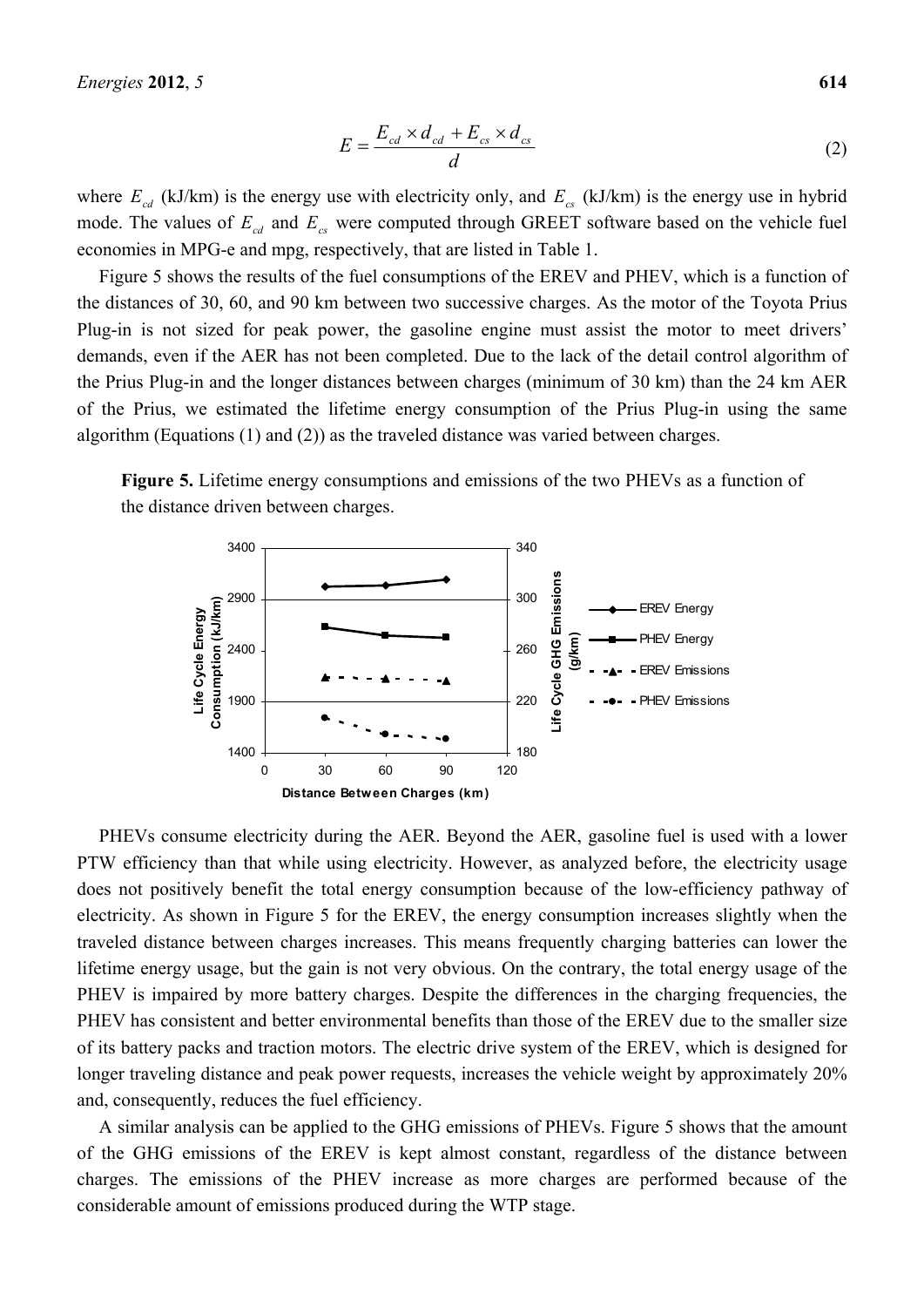$$E = \frac{E_{cd} \times d_{cd} + E_{cs} \times d_{cs}}{d} \tag{2}$$

where $E_{cd}$ (kJ/km) is the energy use with electricity only, and $E_{cs}$ (kJ/km) is the energy use in hybrid mode. The values of $E_{cd}$ and $E_{cs}$ were computed through GREET software based on the vehicle fuel economies in MPG-e and mpg, respectively, that are listed in Table 1.

Figure 5 shows the results of the fuel consumptions of the EREV and PHEV, which is a function of the distances of 30, 60, and 90 km between two successive charges. As the motor of the Toyota Prius Plug-in is not sized for peak power, the gasoline engine must assist the motor to meet drivers' demands, even if the AER has not been completed. Due to the lack of the detail control algorithm of the Prius Plug-in and the longer distances between charges (minimum of 30 km) than the 24 km AER of the Prius, we estimated the lifetime energy consumption of the Prius Plug-in using the same algorithm (Equations (1) and (2)) as the traveled distance was varied between charges.

**Figure 5.** Lifetime energy consumptions and emissions of the two PHEVs as a function of the distance driven between charges.

PHEVs consume electricity during the AER. Beyond the AER, gasoline fuel is used with a lower PTW efficiency than that while using electricity. However, as analyzed before, the electricity usage does not positively benefit the total energy consumption because of the low-efficiency pathway of electricity. As shown in Figure 5 for the EREV, the energy consumption increases slightly when the traveled distance between charges increases. This means frequently charging batteries can lower the lifetime energy usage, but the gain is not very obvious. On the contrary, the total energy usage of the PHEV is impaired by more battery charges. Despite the differences in the charging frequencies, the PHEV has consistent and better environmental benefits than those of the EREV due to the smaller size of its battery packs and traction motors. The electric drive system of the EREV, which is designed for longer traveling distance and peak power requests, increases the vehicle weight by approximately 20% and, consequently, reduces the fuel efficiency.

A similar analysis can be applied to the GHG emissions of PHEVs. Figure 5 shows that the amount of the GHG emissions of the EREV is kept almost constant, regardless of the distance between charges. The emissions of the PHEV increase as more charges are performed because of the considerable amount of emissions produced during the WTP stage.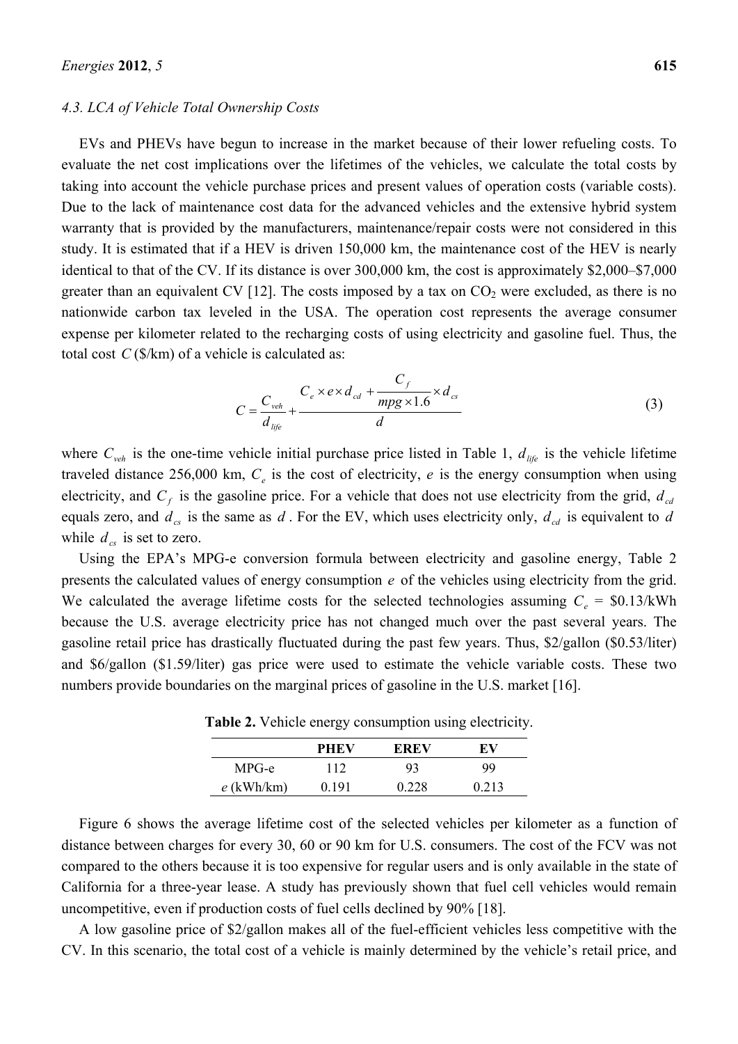### 4.3. LCA of Vehicle Total Ownership Costs

EVs and PHEVs have begun to increase in the market because of their lower refueling costs. To evaluate the net cost implications over the lifetimes of the vehicles, we calculate the total costs by taking into account the vehicle purchase prices and present values of operation costs (variable costs). Due to the lack of maintenance cost data for the advanced vehicles and the extensive hybrid system warranty that is provided by the manufacturers, maintenance/repair costs were not considered in this study. It is estimated that if a HEV is driven 150,000 km, the maintenance cost of the HEV is nearly identical to that of the CV. If its distance is over 300,000 km, the cost is approximately $2,000–$7,000 greater than an equivalent CV [12]. The costs imposed by a tax on $CO_2$ were excluded, as there is no nationwide carbon tax leveled in the USA. The operation cost represents the average consumer expense per kilometer related to the recharging costs of using electricity and gasoline fuel. Thus, the total cost $C$ ($/km) of a vehicle is calculated as:

$$C = \frac{C_{veh}}{d_{life}} + \frac{C_e \times e \times d_{cd} + \dfrac{C_f}{mpg \times 1.6} \times d_{cs}}{d} \tag{3}$$

where $C_{veh}$ is the one-time vehicle initial purchase price listed in Table 1, $d_{life}$ is the vehicle lifetime traveled distance 256,000 km, $C_e$ is the cost of electricity, $e$ is the energy consumption when using electricity, and $C_f$ is the gasoline price. For a vehicle that does not use electricity from the grid, $d_{cd}$ equals zero, and $d_{cs}$ is the same as $d$. For the EV, which uses electricity only, $d_{cd}$ is equivalent to $d$ while $d_{cs}$ is set to zero.

Using the EPA's MPG-e conversion formula between electricity and gasoline energy, Table 2 presents the calculated values of energy consumption $e$ of the vehicles using electricity from the grid. We calculated the average lifetime costs for the selected technologies assuming $C_e$ = $0.13/kWh because the U.S. average electricity price has not changed much over the past several years. The gasoline retail price has drastically fluctuated during the past few years. Thus, $2/gallon ($0.53/liter) and $6/gallon ($1.59/liter) gas price were used to estimate the vehicle variable costs. These two numbers provide boundaries on the marginal prices of gasoline in the U.S. market [16].

**Table 2.** Vehicle energy consumption using electricity.

| | PHEV | EREV | EV |
|---|---|---|---|
| MPG-e | 112 | 93 | 99 |
| $e$ (kWh/km) | 0.191 | 0.228 | 0.213 |

Figure 6 shows the average lifetime cost of the selected vehicles per kilometer as a function of distance between charges for every 30, 60 or 90 km for U.S. consumers. The cost of the FCV was not compared to the others because it is too expensive for regular users and is only available in the state of California for a three-year lease. A study has previously shown that fuel cell vehicles would remain uncompetitive, even if production costs of fuel cells declined by 90% [18].

A low gasoline price of $2/gallon makes all of the fuel-efficient vehicles less competitive with the CV. In this scenario, the total cost of a vehicle is mainly determined by the vehicle's retail price, and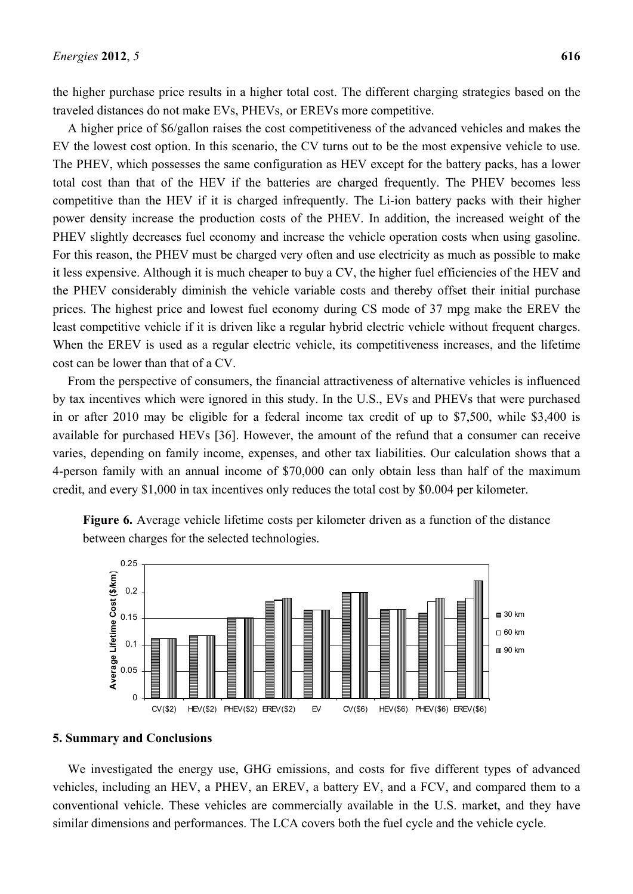the higher purchase price results in a higher total cost. The different charging strategies based on the traveled distances do not make EVs, PHEVs, or EREVs more competitive.

A higher price of \$6/gallon raises the cost competitiveness of the advanced vehicles and makes the EV the lowest cost option. In this scenario, the CV turns out to be the most expensive vehicle to use. The PHEV, which possesses the same configuration as HEV except for the battery packs, has a lower total cost than that of the HEV if the batteries are charged frequently. The PHEV becomes less competitive than the HEV if it is charged infrequently. The Li-ion battery packs with their higher power density increase the production costs of the PHEV. In addition, the increased weight of the PHEV slightly decreases fuel economy and increase the vehicle operation costs when using gasoline. For this reason, the PHEV must be charged very often and use electricity as much as possible to make it less expensive. Although it is much cheaper to buy a CV, the higher fuel efficiencies of the HEV and the PHEV considerably diminish the vehicle variable costs and thereby offset their initial purchase prices. The highest price and lowest fuel economy during CS mode of 37 mpg make the EREV the least competitive vehicle if it is driven like a regular hybrid electric vehicle without frequent charges. When the EREV is used as a regular electric vehicle, its competitiveness increases, and the lifetime cost can be lower than that of a CV.

From the perspective of consumers, the financial attractiveness of alternative vehicles is influenced by tax incentives which were ignored in this study. In the U.S., EVs and PHEVs that were purchased in or after 2010 may be eligible for a federal income tax credit of up to \$7,500, while \$3,400 is available for purchased HEVs [36]. However, the amount of the refund that a consumer can receive varies, depending on family income, expenses, and other tax liabilities. Our calculation shows that a 4-person family with an annual income of \$70,000 can only obtain less than half of the maximum credit, and every \$1,000 in tax incentives only reduces the total cost by \$0.004 per kilometer.

**Figure 6.** Average vehicle lifetime costs per kilometer driven as a function of the distance between charges for the selected technologies.

Average Lifetime Cost ($/km)
0.25
0.2
0.15
0.1
0.05
0
CV($2) HEV($2) PHEV($2) EREV($2) EV CV($6) HEV($6) PHEV($6) EREV($6)
30 km
60 km
90 km

## 5. Summary and Conclusions

We investigated the energy use, GHG emissions, and costs for five different types of advanced vehicles, including an HEV, a PHEV, an EREV, a battery EV, and a FCV, and compared them to a conventional vehicle. These vehicles are commercially available in the U.S. market, and they have similar dimensions and performances. The LCA covers both the fuel cycle and the vehicle cycle.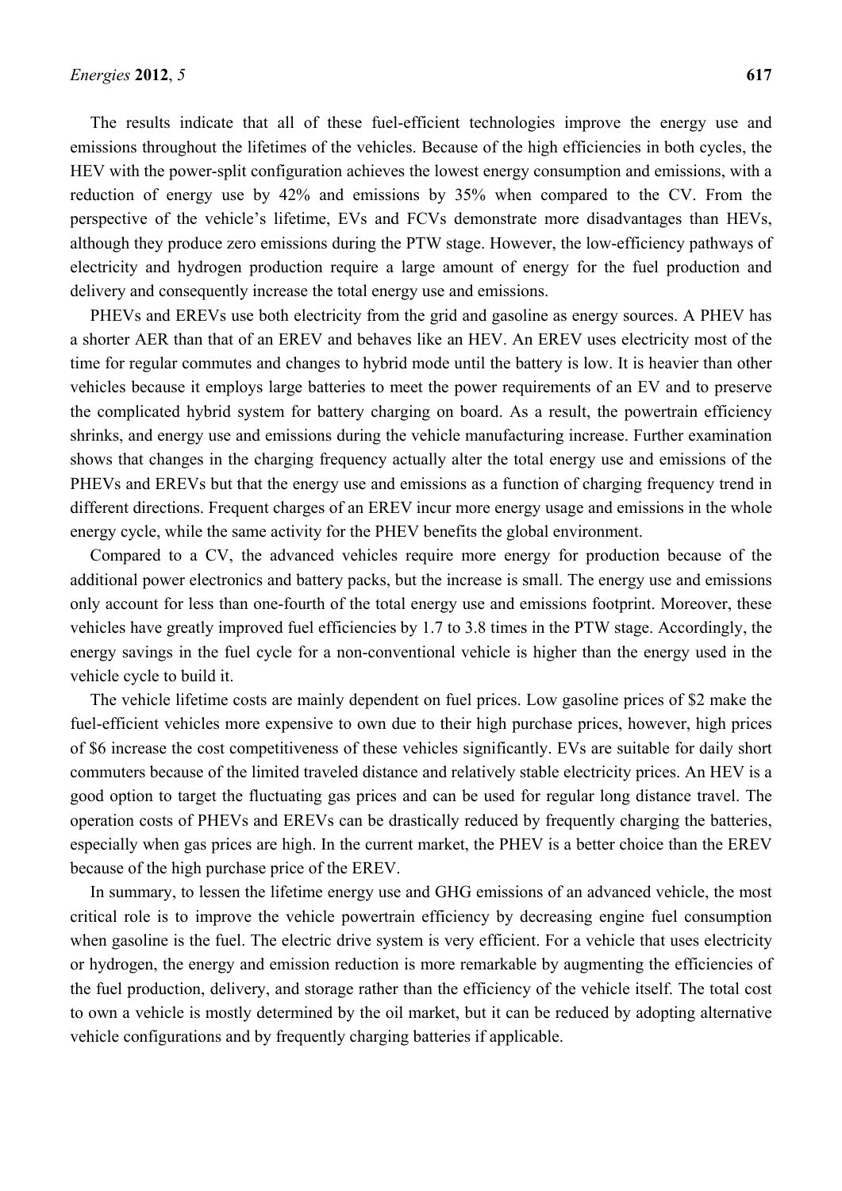The results indicate that all of these fuel-efficient technologies improve the energy use and emissions throughout the lifetimes of the vehicles. Because of the high efficiencies in both cycles, the HEV with the power-split configuration achieves the lowest energy consumption and emissions, with a reduction of energy use by 42% and emissions by 35% when compared to the CV. From the perspective of the vehicle's lifetime, EVs and FCVs demonstrate more disadvantages than HEVs, although they produce zero emissions during the PTW stage. However, the low-efficiency pathways of electricity and hydrogen production require a large amount of energy for the fuel production and delivery and consequently increase the total energy use and emissions.

PHEVs and EREVs use both electricity from the grid and gasoline as energy sources. A PHEV has a shorter AER than that of an EREV and behaves like an HEV. An EREV uses electricity most of the time for regular commutes and changes to hybrid mode until the battery is low. It is heavier than other vehicles because it employs large batteries to meet the power requirements of an EV and to preserve the complicated hybrid system for battery charging on board. As a result, the powertrain efficiency shrinks, and energy use and emissions during the vehicle manufacturing increase. Further examination shows that changes in the charging frequency actually alter the total energy use and emissions of the PHEVs and EREVs but that the energy use and emissions as a function of charging frequency trend in different directions. Frequent charges of an EREV incur more energy usage and emissions in the whole energy cycle, while the same activity for the PHEV benefits the global environment.

Compared to a CV, the advanced vehicles require more energy for production because of the additional power electronics and battery packs, but the increase is small. The energy use and emissions only account for less than one-fourth of the total energy use and emissions footprint. Moreover, these vehicles have greatly improved fuel efficiencies by 1.7 to 3.8 times in the PTW stage. Accordingly, the energy savings in the fuel cycle for a non-conventional vehicle is higher than the energy used in the vehicle cycle to build it.

The vehicle lifetime costs are mainly dependent on fuel prices. Low gasoline prices of $2 make the fuel-efficient vehicles more expensive to own due to their high purchase prices, however, high prices of $6 increase the cost competitiveness of these vehicles significantly. EVs are suitable for daily short commuters because of the limited traveled distance and relatively stable electricity prices. An HEV is a good option to target the fluctuating gas prices and can be used for regular long distance travel. The operation costs of PHEVs and EREVs can be drastically reduced by frequently charging the batteries, especially when gas prices are high. In the current market, the PHEV is a better choice than the EREV because of the high purchase price of the EREV.

In summary, to lessen the lifetime energy use and GHG emissions of an advanced vehicle, the most critical role is to improve the vehicle powertrain efficiency by decreasing engine fuel consumption when gasoline is the fuel. The electric drive system is very efficient. For a vehicle that uses electricity or hydrogen, the energy and emission reduction is more remarkable by augmenting the efficiencies of the fuel production, delivery, and storage rather than the efficiency of the vehicle itself. The total cost to own a vehicle is mostly determined by the oil market, but it can be reduced by adopting alternative vehicle configurations and by frequently charging batteries if applicable.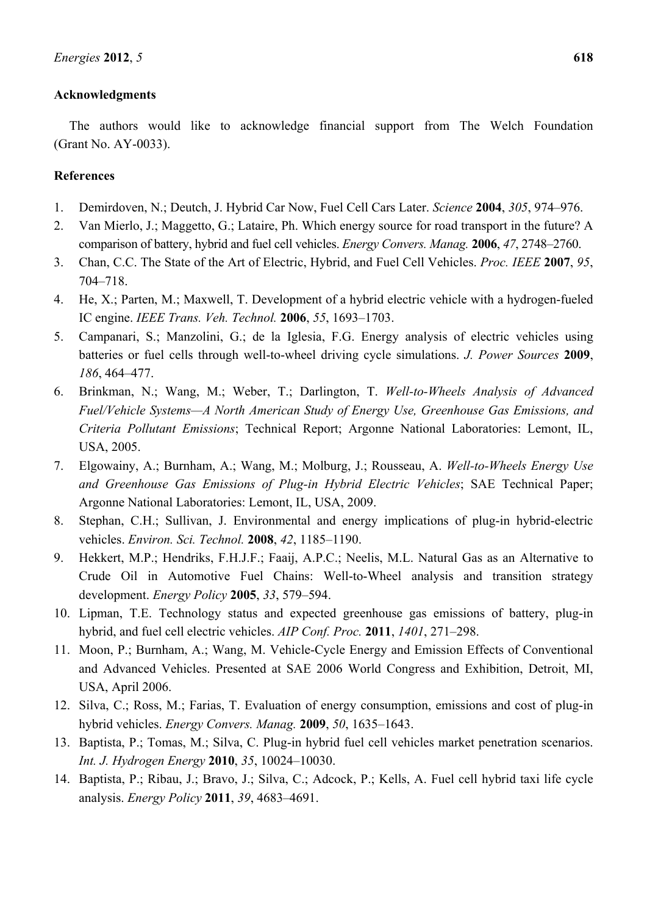## Acknowledgments

The authors would like to acknowledge financial support from The Welch Foundation (Grant No. AY-0033).

## References

1. Demirdoven, N.; Deutch, J. Hybrid Car Now, Fuel Cell Cars Later. *Science* **2004**, *305*, 974–976.
2. Van Mierlo, J.; Maggetto, G.; Lataire, Ph. Which energy source for road transport in the future? A comparison of battery, hybrid and fuel cell vehicles. *Energy Convers. Manag.* **2006**, *47*, 2748–2760.
3. Chan, C.C. The State of the Art of Electric, Hybrid, and Fuel Cell Vehicles. *Proc. IEEE* **2007**, *95*, 704–718.
4. He, X.; Parten, M.; Maxwell, T. Development of a hybrid electric vehicle with a hydrogen-fueled IC engine. *IEEE Trans. Veh. Technol.* **2006**, *55*, 1693–1703.
5. Campanari, S.; Manzolini, G.; de la Iglesia, F.G. Energy analysis of electric vehicles using batteries or fuel cells through well-to-wheel driving cycle simulations. *J. Power Sources* **2009**, *186*, 464–477.
6. Brinkman, N.; Wang, M.; Weber, T.; Darlington, T. *Well-to-Wheels Analysis of Advanced Fuel/Vehicle Systems—A North American Study of Energy Use, Greenhouse Gas Emissions, and Criteria Pollutant Emissions*; Technical Report; Argonne National Laboratories: Lemont, IL, USA, 2005.
7. Elgowainy, A.; Burnham, A.; Wang, M.; Molburg, J.; Rousseau, A. *Well-to-Wheels Energy Use and Greenhouse Gas Emissions of Plug-in Hybrid Electric Vehicles*; SAE Technical Paper; Argonne National Laboratories: Lemont, IL, USA, 2009.
8. Stephan, C.H.; Sullivan, J. Environmental and energy implications of plug-in hybrid-electric vehicles. *Environ. Sci. Technol.* **2008**, *42*, 1185–1190.
9. Hekkert, M.P.; Hendriks, F.H.J.F.; Faaij, A.P.C.; Neelis, M.L. Natural Gas as an Alternative to Crude Oil in Automotive Fuel Chains: Well-to-Wheel analysis and transition strategy development. *Energy Policy* **2005**, *33*, 579–594.
10. Lipman, T.E. Technology status and expected greenhouse gas emissions of battery, plug-in hybrid, and fuel cell electric vehicles. *AIP Conf. Proc.* **2011**, *1401*, 271–298.
11. Moon, P.; Burnham, A.; Wang, M. Vehicle-Cycle Energy and Emission Effects of Conventional and Advanced Vehicles. Presented at SAE 2006 World Congress and Exhibition, Detroit, MI, USA, April 2006.
12. Silva, C.; Ross, M.; Farias, T. Evaluation of energy consumption, emissions and cost of plug-in hybrid vehicles. *Energy Convers. Manag.* **2009**, *50*, 1635–1643.
13. Baptista, P.; Tomas, M.; Silva, C. Plug-in hybrid fuel cell vehicles market penetration scenarios. *Int. J. Hydrogen Energy* **2010**, *35*, 10024–10030.
14. Baptista, P.; Ribau, J.; Bravo, J.; Silva, C.; Adcock, P.; Kells, A. Fuel cell hybrid taxi life cycle analysis. *Energy Policy* **2011**, *39*, 4683–4691.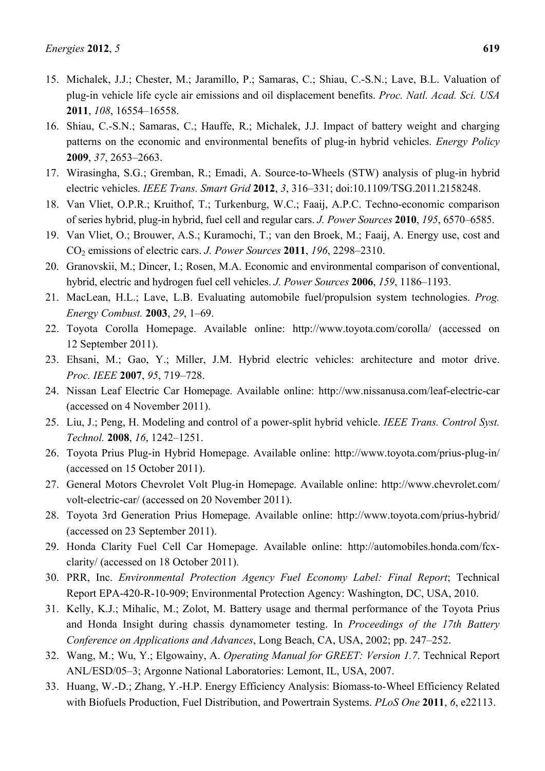15. Michalek, J.J.; Chester, M.; Jaramillo, P.; Samaras, C.; Shiau, C.-S.N.; Lave, B.L. Valuation of plug-in vehicle life cycle air emissions and oil displacement benefits. *Proc. Natl. Acad. Sci. USA* **2011**, *108*, 16554–16558.
16. Shiau, C.-S.N.; Samaras, C.; Hauffe, R.; Michalek, J.J. Impact of battery weight and charging patterns on the economic and environmental benefits of plug-in hybrid vehicles. *Energy Policy* **2009**, *37*, 2653–2663.
17. Wirasingha, S.G.; Gremban, R.; Emadi, A. Source-to-Wheels (STW) analysis of plug-in hybrid electric vehicles. *IEEE Trans. Smart Grid* **2012**, *3*, 316–331; doi:10.1109/TSG.2011.2158248.
18. Van Vliet, O.P.R.; Kruithof, T.; Turkenburg, W.C.; Faaij, A.P.C. Techno-economic comparison of series hybrid, plug-in hybrid, fuel cell and regular cars. *J. Power Sources* **2010**, *195*, 6570–6585.
19. Van Vliet, O.; Brouwer, A.S.; Kuramochi, T.; van den Broek, M.; Faaij, A. Energy use, cost and $CO_2$ emissions of electric cars. *J. Power Sources* **2011**, *196*, 2298–2310.
20. Granovskii, M.; Dincer, I.; Rosen, M.A. Economic and environmental comparison of conventional, hybrid, electric and hydrogen fuel cell vehicles. *J. Power Sources* **2006**, *159*, 1186–1193.
21. MacLean, H.L.; Lave, L.B. Evaluating automobile fuel/propulsion system technologies. *Prog. Energy Combust.* **2003**, *29*, 1–69.
22. Toyota Corolla Homepage. Available online: http://www.toyota.com/corolla/ (accessed on 12 September 2011).
23. Ehsani, M.; Gao, Y.; Miller, J.M. Hybrid electric vehicles: architecture and motor drive. *Proc. IEEE* **2007**, *95*, 719–728.
24. Nissan Leaf Electric Car Homepage. Available online: http://ww.nissanusa.com/leaf-electric-car (accessed on 4 November 2011).
25. Liu, J.; Peng, H. Modeling and control of a power-split hybrid vehicle. *IEEE Trans. Control Syst. Technol.* **2008**, *16*, 1242–1251.
26. Toyota Prius Plug-in Hybrid Homepage. Available online: http://www.toyota.com/prius-plug-in/ (accessed on 15 October 2011).
27. General Motors Chevrolet Volt Plug-in Homepage. Available online: http://www.chevrolet.com/volt-electric-car/ (accessed on 20 November 2011).
28. Toyota 3rd Generation Prius Homepage. Available online: http://www.toyota.com/prius-hybrid/ (accessed on 23 September 2011).
29. Honda Clarity Fuel Cell Car Homepage. Available online: http://automobiles.honda.com/fcx-clarity/ (accessed on 18 October 2011).
30. PRR, Inc. *Environmental Protection Agency Fuel Economy Label: Final Report*; Technical Report EPA-420-R-10-909; Environmental Protection Agency: Washington, DC, USA, 2010.
31. Kelly, K.J.; Mihalic, M.; Zolot, M. Battery usage and thermal performance of the Toyota Prius and Honda Insight during chassis dynamometer testing. In *Proceedings of the 17th Battery Conference on Applications and Advances*, Long Beach, CA, USA, 2002; pp. 247–252.
32. Wang, M.; Wu, Y.; Elgowainy, A. *Operating Manual for GREET: Version 1.7*. Technical Report ANL/ESD/05–3; Argonne National Laboratories: Lemont, IL, USA, 2007.
33. Huang, W.-D.; Zhang, Y.-H.P. Energy Efficiency Analysis: Biomass-to-Wheel Efficiency Related with Biofuels Production, Fuel Distribution, and Powertrain Systems. *PLoS One* **2011**, *6*, e22113.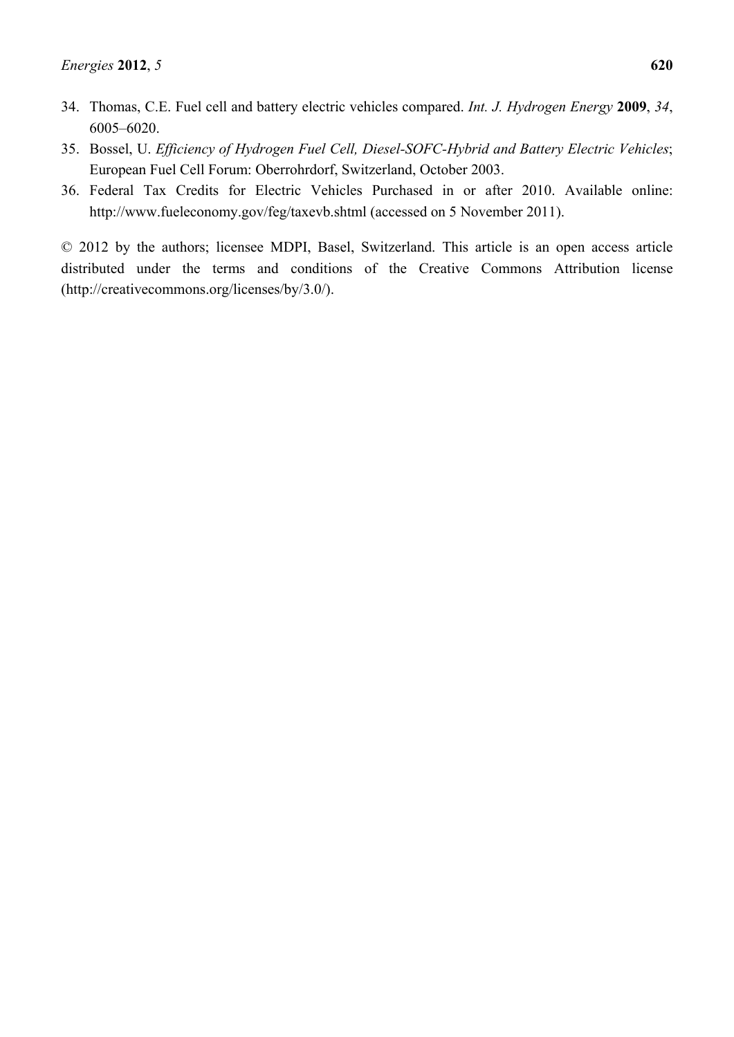34. Thomas, C.E. Fuel cell and battery electric vehicles compared. *Int. J. Hydrogen Energy* **2009**, *34*, 6005–6020.
35. Bossel, U. *Efficiency of Hydrogen Fuel Cell, Diesel-SOFC-Hybrid and Battery Electric Vehicles*; European Fuel Cell Forum: Oberrohrdorf, Switzerland, October 2003.
36. Federal Tax Credits for Electric Vehicles Purchased in or after 2010. Available online: http://www.fueleconomy.gov/feg/taxevb.shtml (accessed on 5 November 2011).

© 2012 by the authors; licensee MDPI, Basel, Switzerland. This article is an open access article distributed under the terms and conditions of the Creative Commons Attribution license (http://creativecommons.org/licenses/by/3.0/).